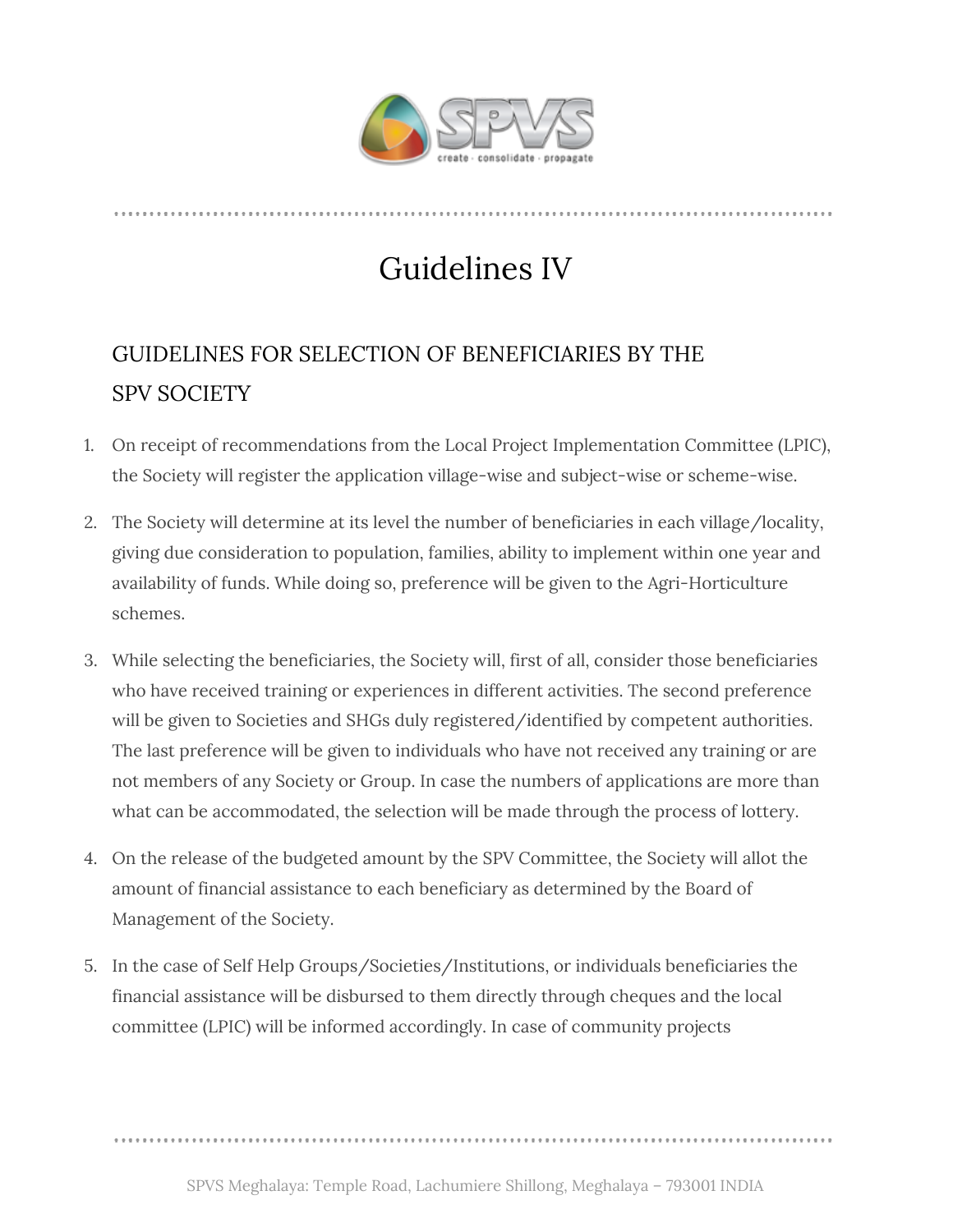# Guidelines IV

## GUIDELINES FOR SELECTION OF BENEFICIARIES BY THE SPV SOCIETY

1. On receipt of recommendations from the Local Project Implementation Committee (LPIC), the Society will register the application village-wise and subject-wise or scheme-wise.

2. The Society will determine at its level the number of beneficiaries in each village/locality, giving due consideration to population, families, ability to implement within one year and availability of funds. While doing so, preference will be given to the Agri-Horticulture schemes.

3. While selecting the beneficiaries, the Society will, first of all, consider those beneficiaries who have received training or experiences in different activities. The second preference will be given to Societies and SHGs duly registered/identified by competent authorities. The last preference will be given to individuals who have not received any training or are not members of any Society or Group. In case the numbers of applications are more than what can be accommodated, the selection will be made through the process of lottery.

4. On the release of the budgeted amount by the SPV Committee, the Society will allot the amount of financial assistance to each beneficiary as determined by the Board of Management of the Society.

5. In the case of Self Help Groups/Societies/Institutions, or individuals beneficiaries the financial assistance will be disbursed to them directly through cheques and the local committee (LPIC) will be informed accordingly. In case of community projects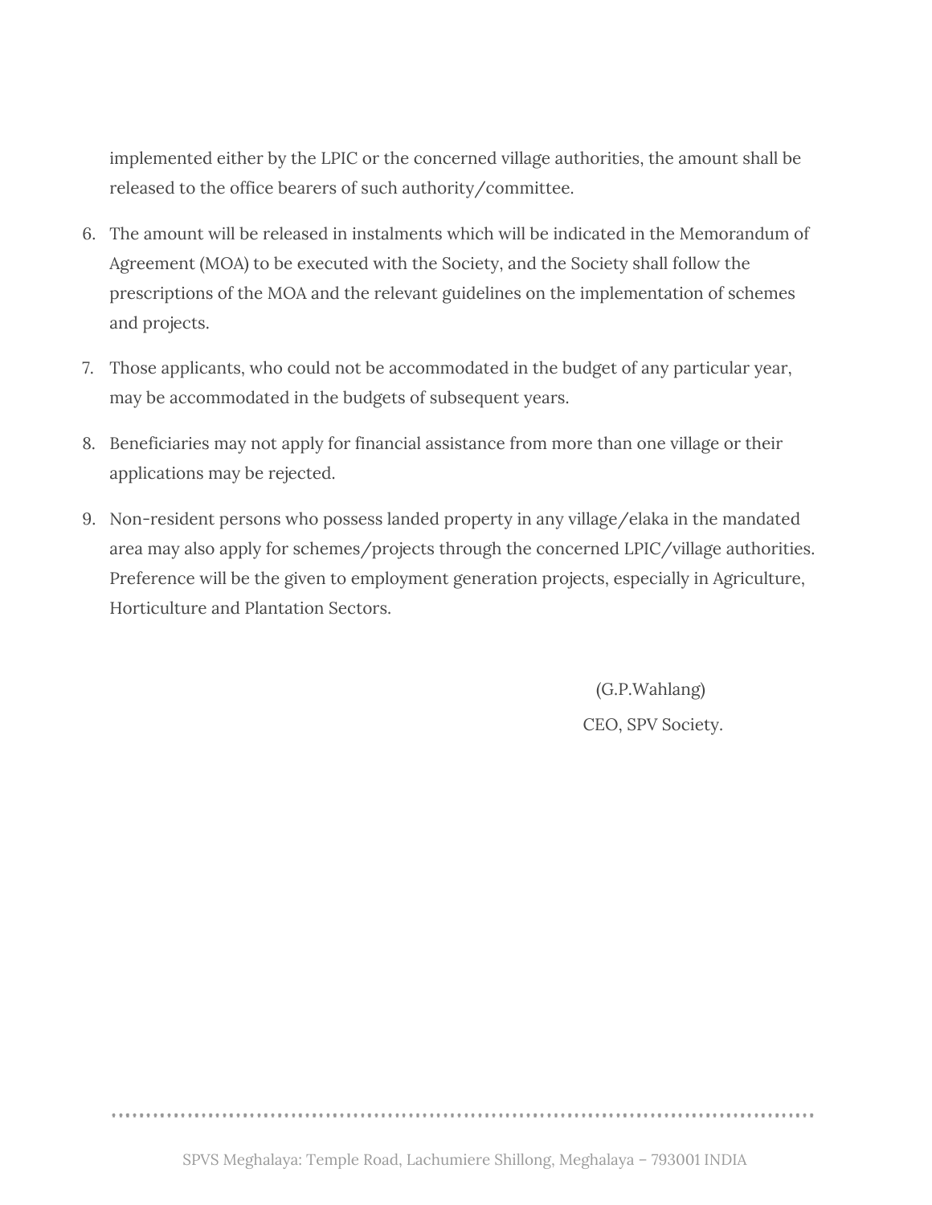implemented either by the LPIC or the concerned village authorities, the amount shall be released to the office bearers of such authority/committee.

6. The amount will be released in instalments which will be indicated in the Memorandum of Agreement (MOA) to be executed with the Society, and the Society shall follow the prescriptions of the MOA and the relevant guidelines on the implementation of schemes and projects.
7. Those applicants, who could not be accommodated in the budget of any particular year, may be accommodated in the budgets of subsequent years.
8. Beneficiaries may not apply for financial assistance from more than one village or their applications may be rejected.
9. Non-resident persons who possess landed property in any village/elaka in the mandated area may also apply for schemes/projects through the concerned LPIC/village authorities. Preference will be the given to employment generation projects, especially in Agriculture, Horticulture and Plantation Sectors.

(G.P.Wahlang)

CEO, SPV Society.

SPVS Meghalaya: Temple Road, Lachumiere Shillong, Meghalaya – 793001 INDIA